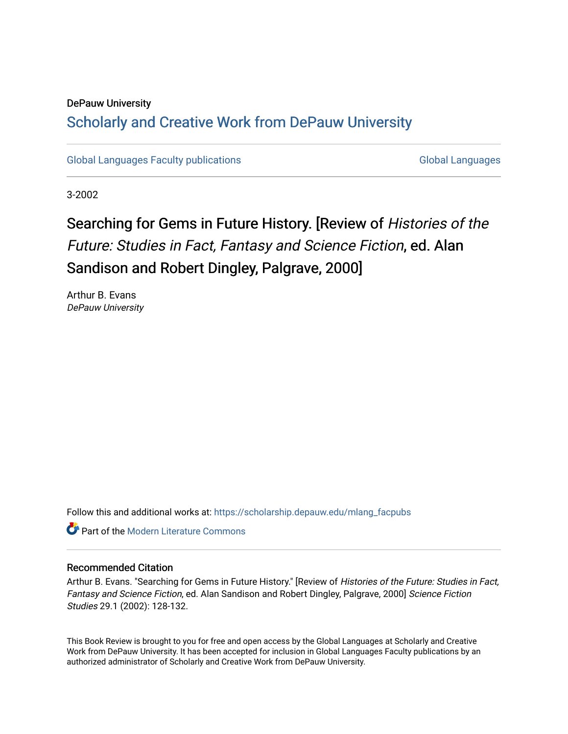DePauw University

# Scholarly and Creative Work from DePauw University

Global Languages Faculty publications | Global Languages

3-2002

## Searching for Gems in Future History. [Review of *Histories of the Future: Studies in Fact, Fantasy and Science Fiction*, ed. Alan Sandison and Robert Dingley, Palgrave, 2000]

Arthur B. Evans
*DePauw University*

Follow this and additional works at: https://scholarship.depauw.edu/mlang_facpubs

Part of the Modern Literature Commons

### Recommended Citation

Arthur B. Evans. "Searching for Gems in Future History." [Review of *Histories of the Future: Studies in Fact, Fantasy and Science Fiction*, ed. Alan Sandison and Robert Dingley, Palgrave, 2000] *Science Fiction Studies* 29.1 (2002): 128-132.

This Book Review is brought to you for free and open access by the Global Languages at Scholarly and Creative Work from DePauw University. It has been accepted for inclusion in Global Languages Faculty publications by an authorized administrator of Scholarly and Creative Work from DePauw University.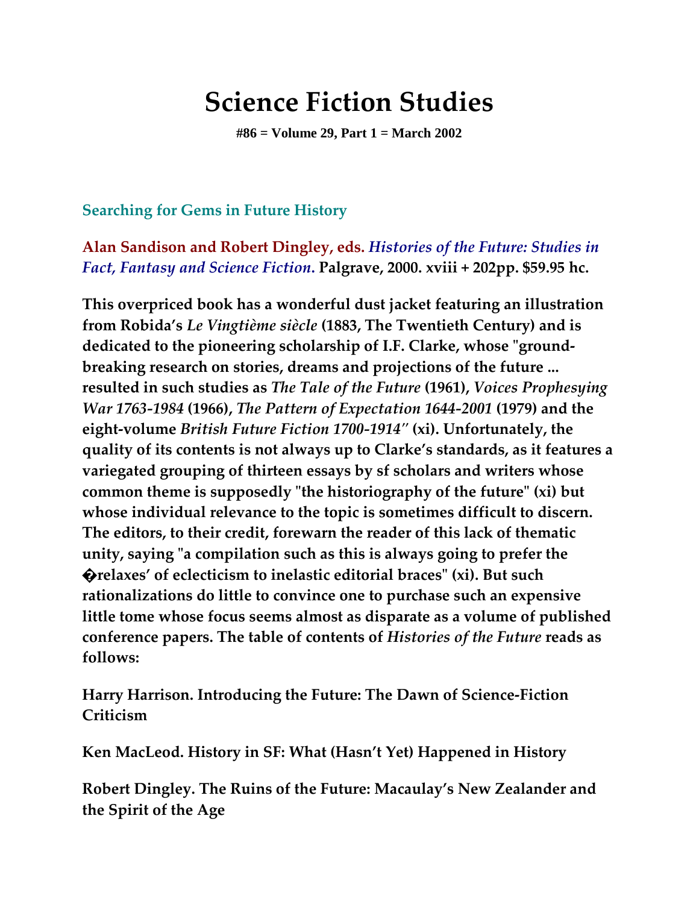# Science Fiction Studies

**#86 = Volume 29, Part 1 = March 2002**

## Searching for Gems in Future History

**Alan Sandison and Robert Dingley, eds.** ***Histories of the Future: Studies in Fact, Fantasy and Science Fiction.*** **Palgrave, 2000. xviii + 202pp. $59.95 hc.**

**This overpriced book has a wonderful dust jacket featuring an illustration from Robida's *Le Vingtième siècle* (1883, The Twentieth Century) and is dedicated to the pioneering scholarship of I.F. Clarke, whose "ground-breaking research on stories, dreams and projections of the future ... resulted in such studies as *The Tale of the Future* (1961), *Voices Prophesying War 1763-1984* (1966), *The Pattern of Expectation 1644-2001* (1979) and the eight-volume *British Future Fiction 1700-1914"* (xi). Unfortunately, the quality of its contents is not always up to Clarke's standards, as it features a variegated grouping of thirteen essays by sf scholars and writers whose common theme is supposedly "the historiography of the future" (xi) but whose individual relevance to the topic is sometimes difficult to discern. The editors, to their credit, forewarn the reader of this lack of thematic unity, saying "a compilation such as this is always going to prefer the �relaxes' of eclecticism to inelastic editorial braces" (xi). But such rationalizations do little to convince one to purchase such an expensive little tome whose focus seems almost as disparate as a volume of published conference papers. The table of contents of *Histories of the Future* reads as follows:**

**Harry Harrison. Introducing the Future: The Dawn of Science-Fiction Criticism**

**Ken MacLeod. History in SF: What (Hasn't Yet) Happened in History**

**Robert Dingley. The Ruins of the Future: Macaulay's New Zealander and the Spirit of the Age**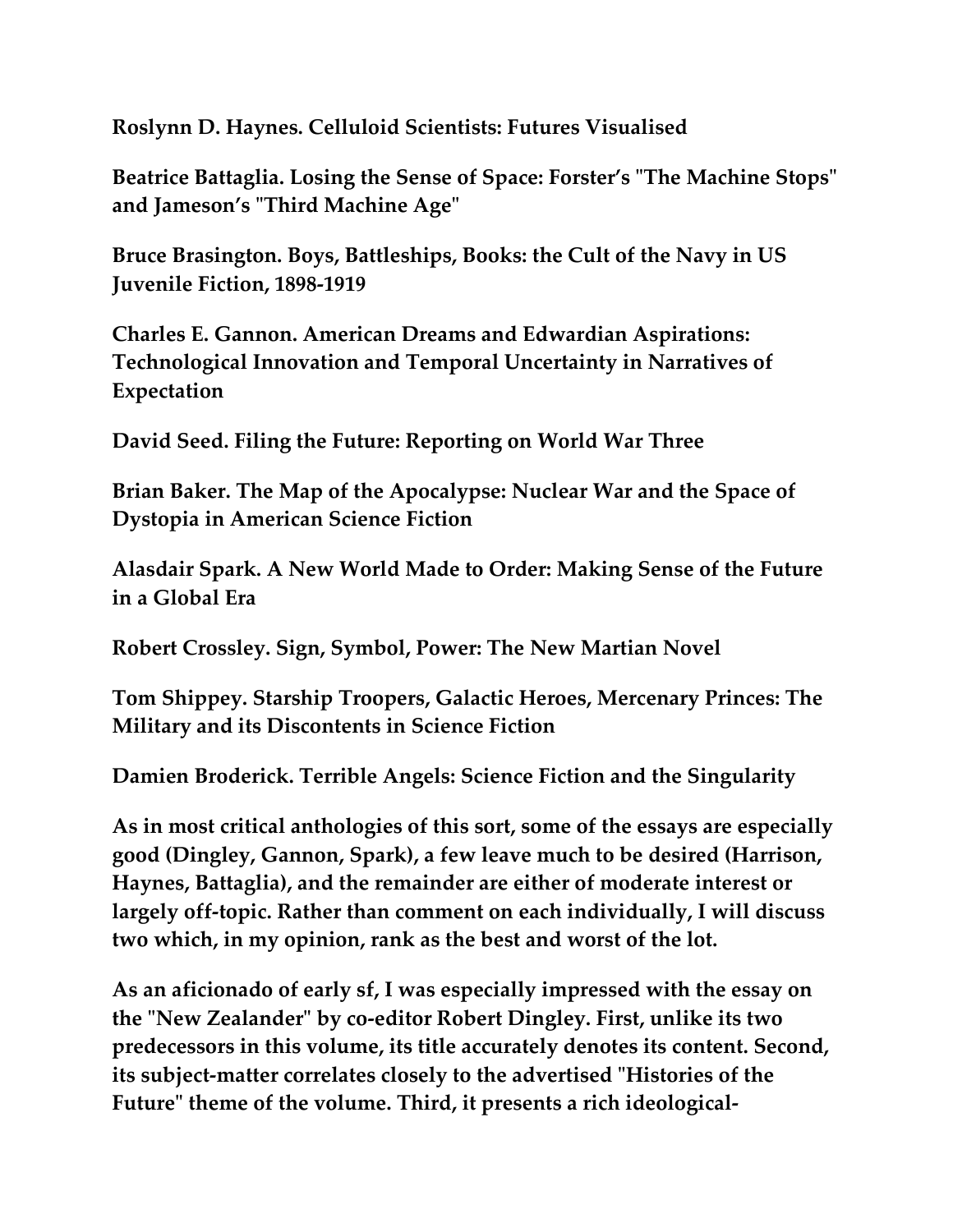**Roslynn D. Haynes. Celluloid Scientists: Futures Visualised**

**Beatrice Battaglia. Losing the Sense of Space: Forster's "The Machine Stops" and Jameson's "Third Machine Age"**

**Bruce Brasington. Boys, Battleships, Books: the Cult of the Navy in US Juvenile Fiction, 1898-1919**

**Charles E. Gannon. American Dreams and Edwardian Aspirations: Technological Innovation and Temporal Uncertainty in Narratives of Expectation**

**David Seed. Filing the Future: Reporting on World War Three**

**Brian Baker. The Map of the Apocalypse: Nuclear War and the Space of Dystopia in American Science Fiction**

**Alasdair Spark. A New World Made to Order: Making Sense of the Future in a Global Era**

**Robert Crossley. Sign, Symbol, Power: The New Martian Novel**

**Tom Shippey. Starship Troopers, Galactic Heroes, Mercenary Princes: The Military and its Discontents in Science Fiction**

**Damien Broderick. Terrible Angels: Science Fiction and the Singularity**

**As in most critical anthologies of this sort, some of the essays are especially good (Dingley, Gannon, Spark), a few leave much to be desired (Harrison, Haynes, Battaglia), and the remainder are either of moderate interest or largely off-topic. Rather than comment on each individually, I will discuss two which, in my opinion, rank as the best and worst of the lot.**

**As an aficionado of early sf, I was especially impressed with the essay on the "New Zealander" by co-editor Robert Dingley. First, unlike its two predecessors in this volume, its title accurately denotes its content. Second, its subject-matter correlates closely to the advertised "Histories of the Future" theme of the volume. Third, it presents a rich ideological-**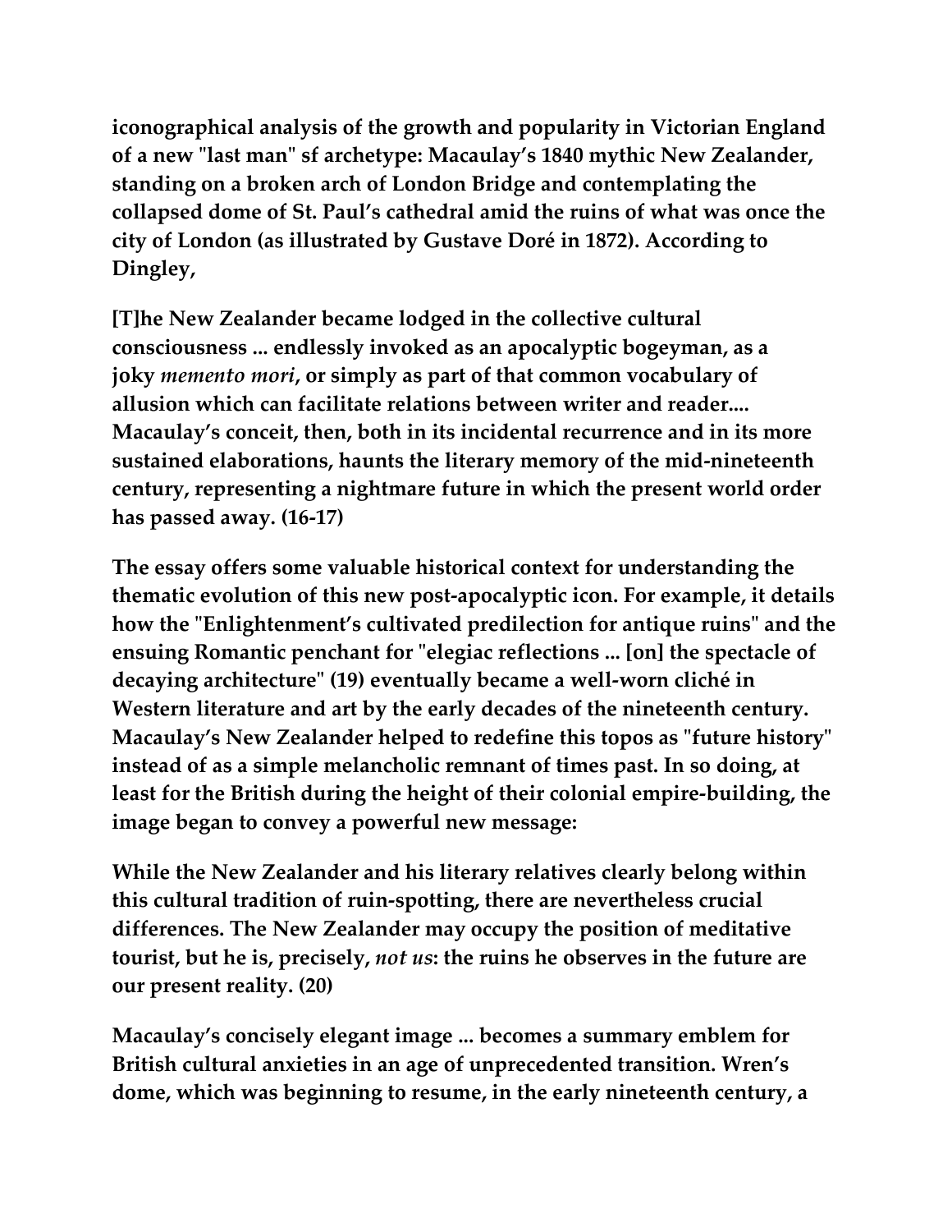iconographical analysis of the growth and popularity in Victorian England of a new "last man" sf archetype: Macaulay's 1840 mythic New Zealander, standing on a broken arch of London Bridge and contemplating the collapsed dome of St. Paul's cathedral amid the ruins of what was once the city of London (as illustrated by Gustave Doré in 1872). According to Dingley,

> [T]he New Zealander became lodged in the collective cultural consciousness ... endlessly invoked as an apocalyptic bogeyman, as a joky *memento mori*, or simply as part of that common vocabulary of allusion which can facilitate relations between writer and reader.... Macaulay's conceit, then, both in its incidental recurrence and in its more sustained elaborations, haunts the literary memory of the mid-nineteenth century, representing a nightmare future in which the present world order has passed away. (16-17)

The essay offers some valuable historical context for understanding the thematic evolution of this new post-apocalyptic icon. For example, it details how the "Enlightenment's cultivated predilection for antique ruins" and the ensuing Romantic penchant for "elegiac reflections ... [on] the spectacle of decaying architecture" (19) eventually became a well-worn cliché in Western literature and art by the early decades of the nineteenth century. Macaulay's New Zealander helped to redefine this topos as "future history" instead of as a simple melancholic remnant of times past. In so doing, at least for the British during the height of their colonial empire-building, the image began to convey a powerful new message:

> While the New Zealander and his literary relatives clearly belong within this cultural tradition of ruin-spotting, there are nevertheless crucial differences. The New Zealander may occupy the position of meditative tourist, but he is, precisely, *not us*: the ruins he observes in the future are our present reality. (20)
>
> Macaulay's concisely elegant image ... becomes a summary emblem for British cultural anxieties in an age of unprecedented transition. Wren's dome, which was beginning to resume, in the early nineteenth century, a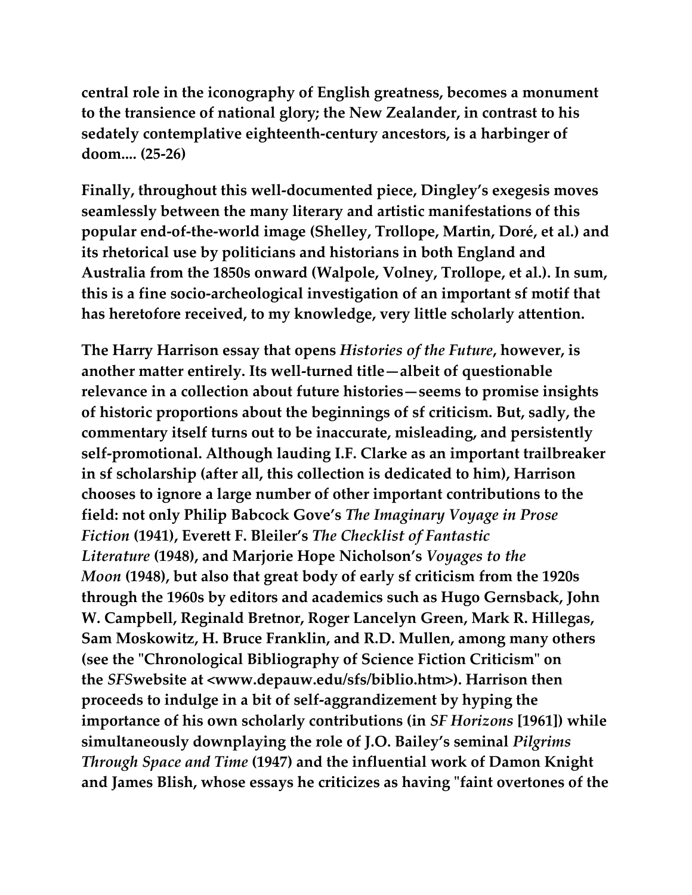central role in the iconography of English greatness, becomes a monument to the transience of national glory; the New Zealander, in contrast to his sedately contemplative eighteenth-century ancestors, is a harbinger of doom.... (25-26)

Finally, throughout this well-documented piece, Dingley's exegesis moves seamlessly between the many literary and artistic manifestations of this popular end-of-the-world image (Shelley, Trollope, Martin, Doré, et al.) and its rhetorical use by politicians and historians in both England and Australia from the 1850s onward (Walpole, Volney, Trollope, et al.). In sum, this is a fine socio-archeological investigation of an important sf motif that has heretofore received, to my knowledge, very little scholarly attention.

The Harry Harrison essay that opens *Histories of the Future*, however, is another matter entirely. Its well-turned title—albeit of questionable relevance in a collection about future histories—seems to promise insights of historic proportions about the beginnings of sf criticism. But, sadly, the commentary itself turns out to be inaccurate, misleading, and persistently self-promotional. Although lauding I.F. Clarke as an important trailbreaker in sf scholarship (after all, this collection is dedicated to him), Harrison chooses to ignore a large number of other important contributions to the field: not only Philip Babcock Gove's *The Imaginary Voyage in Prose Fiction* (1941), Everett F. Bleiler's *The Checklist of Fantastic Literature* (1948), and Marjorie Hope Nicholson's *Voyages to the Moon* (1948), but also that great body of early sf criticism from the 1920s through the 1960s by editors and academics such as Hugo Gernsback, John W. Campbell, Reginald Bretnor, Roger Lancelyn Green, Mark R. Hillegas, Sam Moskowitz, H. Bruce Franklin, and R.D. Mullen, among many others (see the "Chronological Bibliography of Science Fiction Criticism" on the *SFS*website at <www.depauw.edu/sfs/biblio.htm>). Harrison then proceeds to indulge in a bit of self-aggrandizement by hyping the importance of his own scholarly contributions (in *SF Horizons* [1961]) while simultaneously downplaying the role of J.O. Bailey's seminal *Pilgrims Through Space and Time* (1947) and the influential work of Damon Knight and James Blish, whose essays he criticizes as having "faint overtones of the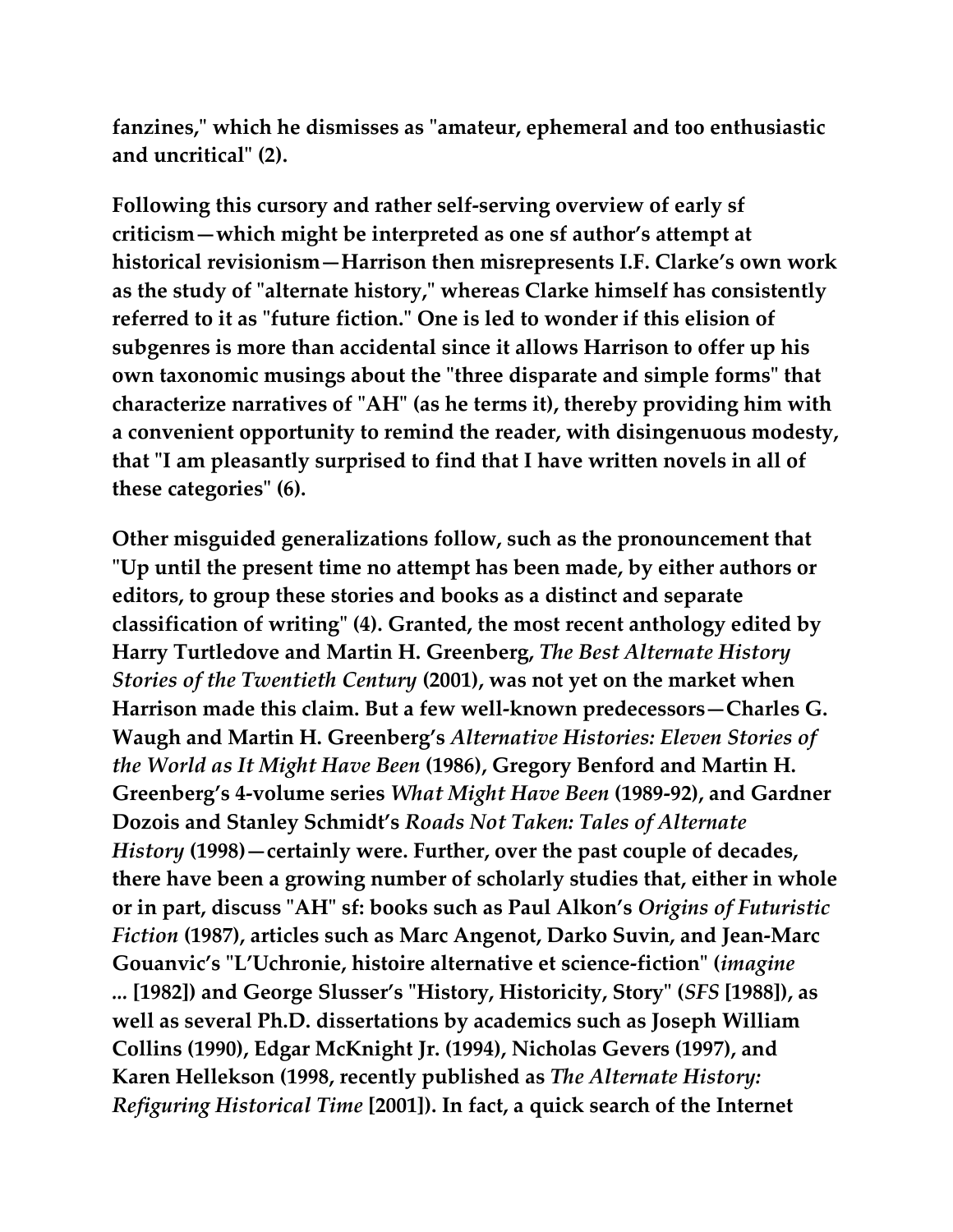fanzines," which he dismisses as "amateur, ephemeral and too enthusiastic and uncritical" (2).

Following this cursory and rather self-serving overview of early sf criticism—which might be interpreted as one sf author's attempt at historical revisionism—Harrison then misrepresents I.F. Clarke's own work as the study of "alternate history," whereas Clarke himself has consistently referred to it as "future fiction." One is led to wonder if this elision of subgenres is more than accidental since it allows Harrison to offer up his own taxonomic musings about the "three disparate and simple forms" that characterize narratives of "AH" (as he terms it), thereby providing him with a convenient opportunity to remind the reader, with disingenuous modesty, that "I am pleasantly surprised to find that I have written novels in all of these categories" (6).

Other misguided generalizations follow, such as the pronouncement that "Up until the present time no attempt has been made, by either authors or editors, to group these stories and books as a distinct and separate classification of writing" (4). Granted, the most recent anthology edited by Harry Turtledove and Martin H. Greenberg, *The Best Alternate History Stories of the Twentieth Century* (2001), was not yet on the market when Harrison made this claim. But a few well-known predecessors—Charles G. Waugh and Martin H. Greenberg's *Alternative Histories: Eleven Stories of the World as It Might Have Been* (1986), Gregory Benford and Martin H. Greenberg's 4-volume series *What Might Have Been* (1989-92), and Gardner Dozois and Stanley Schmidt's *Roads Not Taken: Tales of Alternate History* (1998)—certainly were. Further, over the past couple of decades, there have been a growing number of scholarly studies that, either in whole or in part, discuss "AH" sf: books such as Paul Alkon's *Origins of Futuristic Fiction* (1987), articles such as Marc Angenot, Darko Suvin, and Jean-Marc Gouanvic's "L'Uchronie, histoire alternative et science-fiction" (*imagine ...* [1982]) and George Slusser's "History, Historicity, Story" (*SFS* [1988]), as well as several Ph.D. dissertations by academics such as Joseph William Collins (1990), Edgar McKnight Jr. (1994), Nicholas Gevers (1997), and Karen Hellekson (1998, recently published as *The Alternate History: Refiguring Historical Time* [2001]). In fact, a quick search of the Internet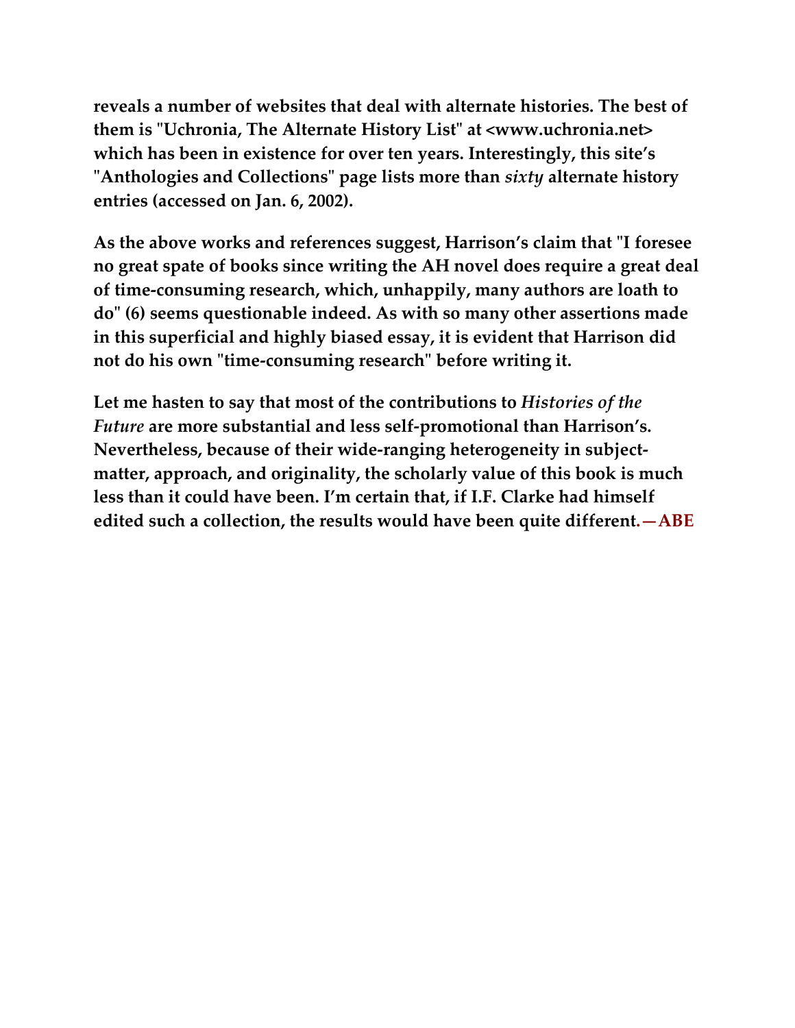**reveals a number of websites that deal with alternate histories. The best of them is "Uchronia, The Alternate History List" at <www.uchronia.net> which has been in existence for over ten years. Interestingly, this site's "Anthologies and Collections" page lists more than *sixty* alternate history entries (accessed on Jan. 6, 2002).**

**As the above works and references suggest, Harrison's claim that "I foresee no great spate of books since writing the AH novel does require a great deal of time-consuming research, which, unhappily, many authors are loath to do" (6) seems questionable indeed. As with so many other assertions made in this superficial and highly biased essay, it is evident that Harrison did not do his own "time-consuming research" before writing it.**

**Let me hasten to say that most of the contributions to *Histories of the Future* are more substantial and less self-promotional than Harrison's. Nevertheless, because of their wide-ranging heterogeneity in subject-matter, approach, and originality, the scholarly value of this book is much less than it could have been. I'm certain that, if I.F. Clarke had himself edited such a collection, the results would have been quite different.—ABE**